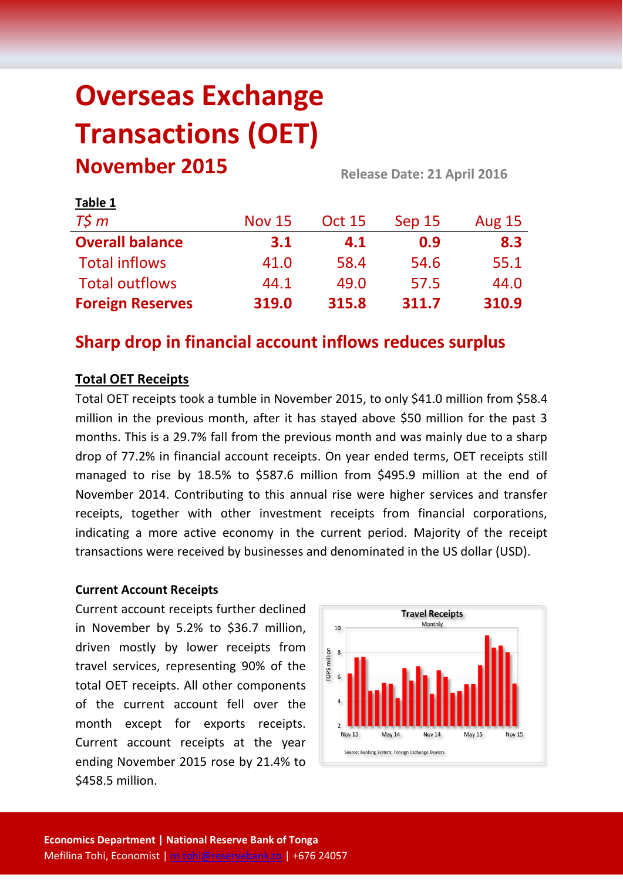# Overseas Exchange Transactions (OET)

## November 2015

Release Date: 21 April 2016

**Table 1**

| *T$ m* | Nov 15 | Oct 15 | Sep 15 | Aug 15 |
|---|---|---|---|---|
| **Overall balance** | **3.1** | **4.1** | **0.9** | **8.3** |
| Total inflows | 41.0 | 58.4 | 54.6 | 55.1 |
| Total outflows | 44.1 | 49.0 | 57.5 | 44.0 |
| **Foreign Reserves** | **319.0** | **315.8** | **311.7** | **310.9** |

## Sharp drop in financial account inflows reduces surplus

### Total OET Receipts

Total OET receipts took a tumble in November 2015, to only $41.0 million from $58.4 million in the previous month, after it has stayed above $50 million for the past 3 months. This is a 29.7% fall from the previous month and was mainly due to a sharp drop of 77.2% in financial account receipts. On year ended terms, OET receipts still managed to rise by 18.5% to $587.6 million from $495.9 million at the end of November 2014. Contributing to this annual rise were higher services and transfer receipts, together with other investment receipts from financial corporations, indicating a more active economy in the current period. Majority of the receipt transactions were received by businesses and denominated in the US dollar (USD).

**Current Account Receipts**

Current account receipts further declined in November by 5.2% to $36.7 million, driven mostly by lower receipts from travel services, representing 90% of the total OET receipts. All other components of the current account fell over the month except for exports receipts. Current account receipts at the year ending November 2015 rose by 21.4% to $458.5 million.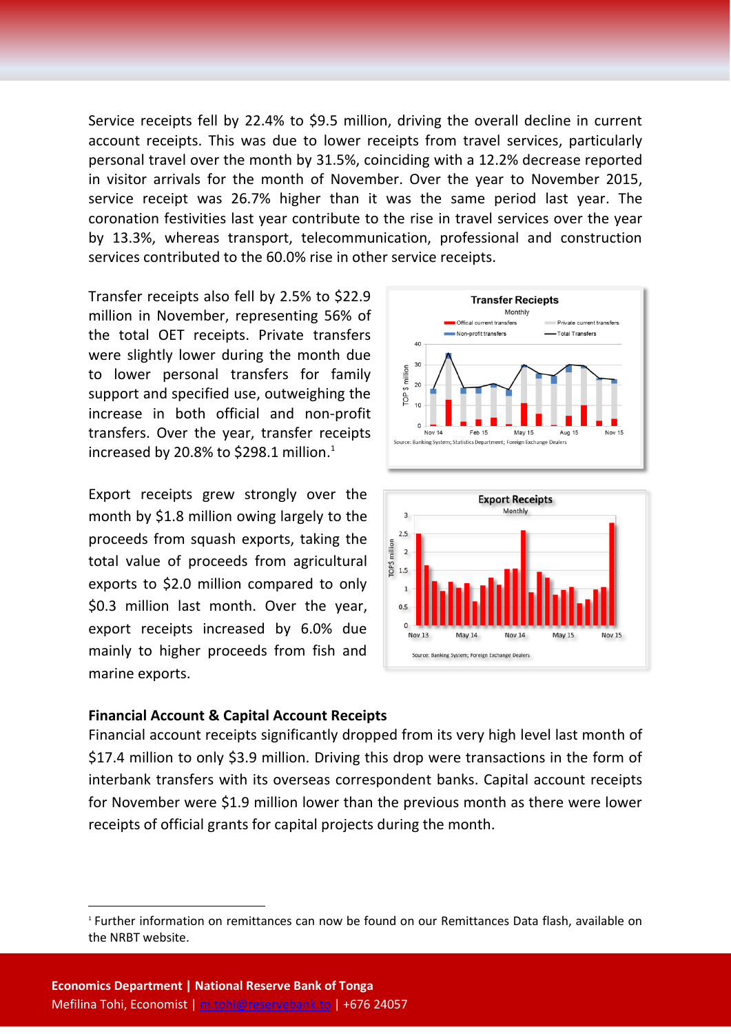Service receipts fell by 22.4% to $9.5 million, driving the overall decline in current account receipts. This was due to lower receipts from travel services, particularly personal travel over the month by 31.5%, coinciding with a 12.2% decrease reported in visitor arrivals for the month of November. Over the year to November 2015, service receipt was 26.7% higher than it was the same period last year. The coronation festivities last year contribute to the rise in travel services over the year by 13.3%, whereas transport, telecommunication, professional and construction services contributed to the 60.0% rise in other service receipts.

Transfer receipts also fell by 2.5% to $22.9 million in November, representing 56% of the total OET receipts. Private transfers were slightly lower during the month due to lower personal transfers for family support and specified use, outweighing the increase in both official and non-profit transfers. Over the year, transfer receipts increased by 20.8% to $298.1 million.[1]

Export receipts grew strongly over the month by $1.8 million owing largely to the proceeds from squash exports, taking the total value of proceeds from agricultural exports to $2.0 million compared to only $0.3 million last month. Over the year, export receipts increased by 6.0% due mainly to higher proceeds from fish and marine exports.

**Financial Account & Capital Account Receipts**

Financial account receipts significantly dropped from its very high level last month of $17.4 million to only $3.9 million. Driving this drop were transactions in the form of interbank transfers with its overseas correspondent banks. Capital account receipts for November were $1.9 million lower than the previous month as there were lower receipts of official grants for capital projects during the month.

[1] Further information on remittances can now be found on our Remittances Data flash, available on the NRBT website.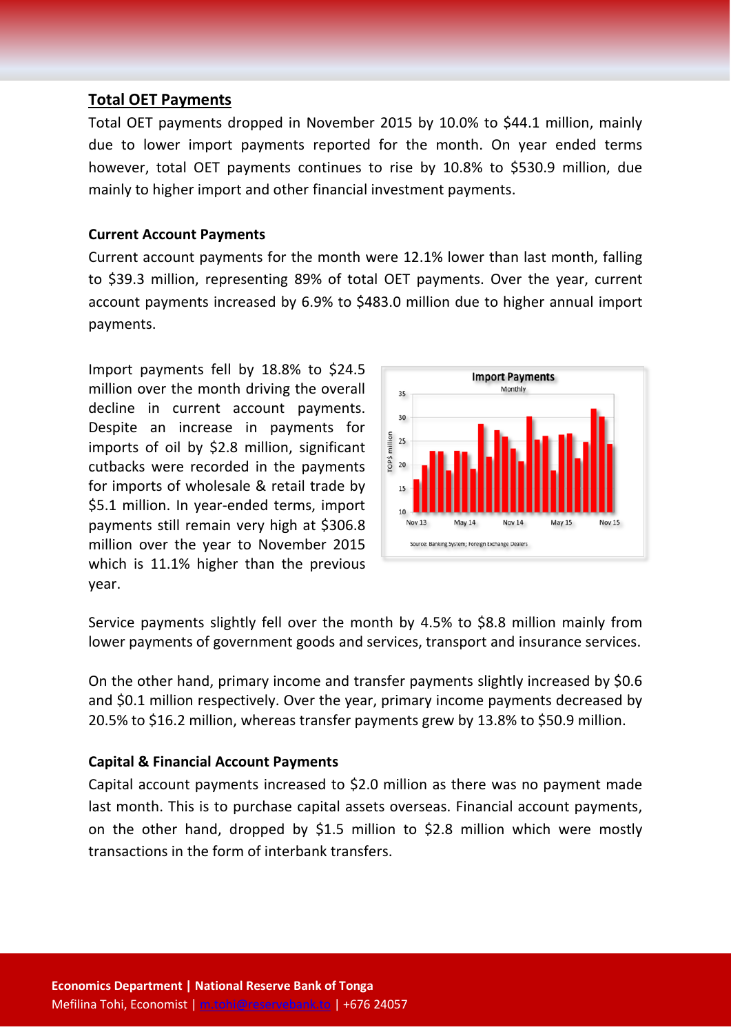## Total OET Payments

Total OET payments dropped in November 2015 by 10.0% to $44.1 million, mainly due to lower import payments reported for the month. On year ended terms however, total OET payments continues to rise by 10.8% to $530.9 million, due mainly to higher import and other financial investment payments.

### Current Account Payments

Current account payments for the month were 12.1% lower than last month, falling to $39.3 million, representing 89% of total OET payments. Over the year, current account payments increased by 6.9% to $483.0 million due to higher annual import payments.

Import payments fell by 18.8% to $24.5 million over the month driving the overall decline in current account payments. Despite an increase in payments for imports of oil by $2.8 million, significant cutbacks were recorded in the payments for imports of wholesale & retail trade by $5.1 million. In year-ended terms, import payments still remain very high at $306.8 million over the year to November 2015 which is 11.1% higher than the previous year.

Service payments slightly fell over the month by 4.5% to $8.8 million mainly from lower payments of government goods and services, transport and insurance services.

On the other hand, primary income and transfer payments slightly increased by $0.6 and $0.1 million respectively. Over the year, primary income payments decreased by 20.5% to $16.2 million, whereas transfer payments grew by 13.8% to $50.9 million.

### Capital & Financial Account Payments

Capital account payments increased to $2.0 million as there was no payment made last month. This is to purchase capital assets overseas. Financial account payments, on the other hand, dropped by $1.5 million to $2.8 million which were mostly transactions in the form of interbank transfers.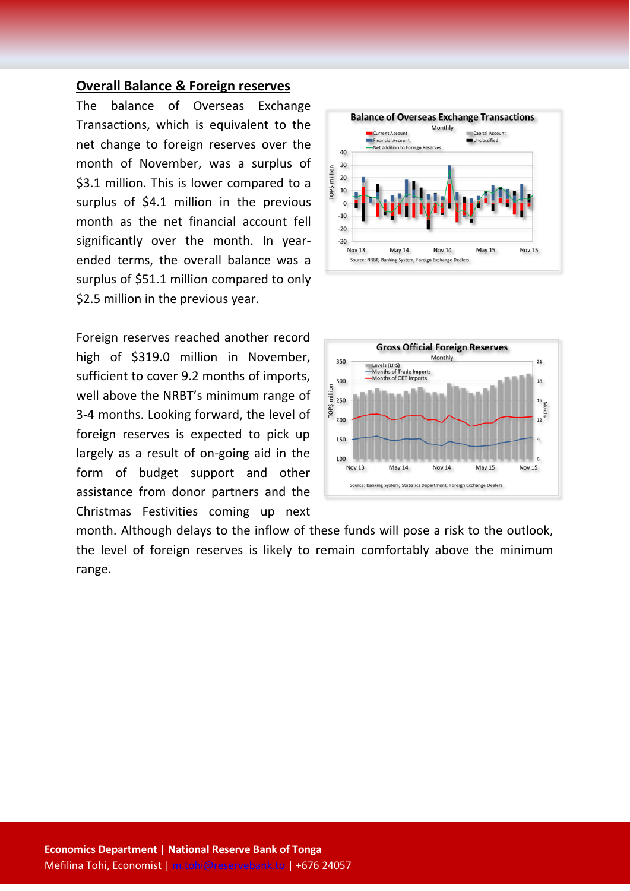## Overall Balance & Foreign reserves

The balance of Overseas Exchange Transactions, which is equivalent to the net change to foreign reserves over the month of November, was a surplus of $3.1 million. This is lower compared to a surplus of $4.1 million in the previous month as the net financial account fell significantly over the month. In year-ended terms, the overall balance was a surplus of $51.1 million compared to only $2.5 million in the previous year.

Foreign reserves reached another record high of $319.0 million in November, sufficient to cover 9.2 months of imports, well above the NRBT's minimum range of 3-4 months. Looking forward, the level of foreign reserves is expected to pick up largely as a result of on-going aid in the form of budget support and other assistance from donor partners and the Christmas Festivities coming up next month. Although delays to the inflow of these funds will pose a risk to the outlook, the level of foreign reserves is likely to remain comfortably above the minimum range.

**Economics Department | National Reserve Bank of Tonga**
Mefilina Tohi, Economist | m.tohi@reservebank.to | +676 24057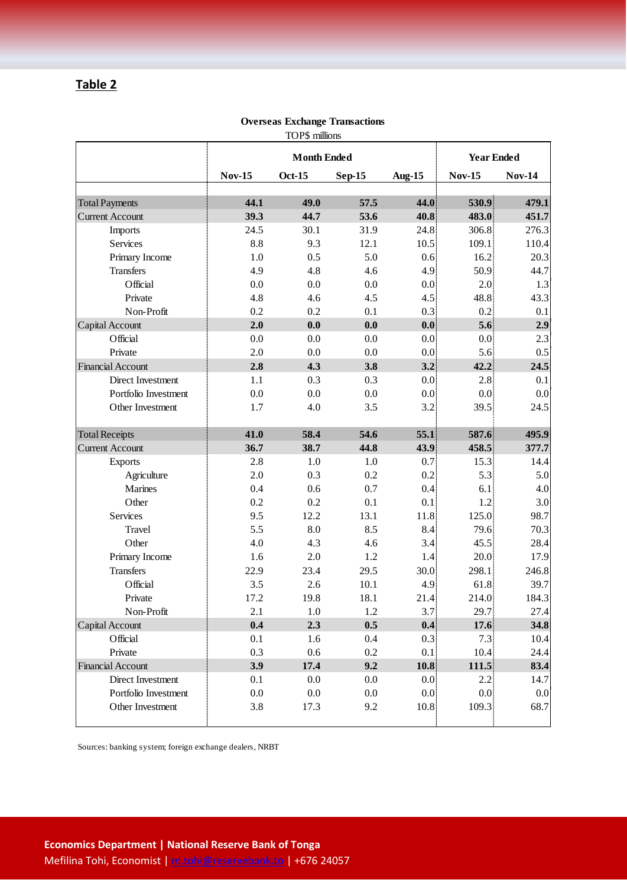## Table 2

**Overseas Exchange Transactions**

TOP$ millions

| | Month Ended | | | | Year Ended | |
|---|---|---|---|---|---|---|
| | **Nov-15** | **Oct-15** | **Sep-15** | **Aug-15** | **Nov-15** | **Nov-14** |
| **Total Payments** | **44.1** | **49.0** | **57.5** | **44.0** | **530.9** | **479.1** |
| **Current Account** | **39.3** | **44.7** | **53.6** | **40.8** | **483.0** | **451.7** |
| Imports | 24.5 | 30.1 | 31.9 | 24.8 | 306.8 | 276.3 |
| Services | 8.8 | 9.3 | 12.1 | 10.5 | 109.1 | 110.4 |
| Primary Income | 1.0 | 0.5 | 5.0 | 0.6 | 16.2 | 20.3 |
| Transfers | 4.9 | 4.8 | 4.6 | 4.9 | 50.9 | 44.7 |
| Official | 0.0 | 0.0 | 0.0 | 0.0 | 2.0 | 1.3 |
| Private | 4.8 | 4.6 | 4.5 | 4.5 | 48.8 | 43.3 |
| Non-Profit | 0.2 | 0.2 | 0.1 | 0.3 | 0.2 | 0.1 |
| **Capital Account** | **2.0** | **0.0** | **0.0** | **0.0** | **5.6** | **2.9** |
| Official | 0.0 | 0.0 | 0.0 | 0.0 | 0.0 | 2.3 |
| Private | 2.0 | 0.0 | 0.0 | 0.0 | 5.6 | 0.5 |
| **Financial Account** | **2.8** | **4.3** | **3.8** | **3.2** | **42.2** | **24.5** |
| Direct Investment | 1.1 | 0.3 | 0.3 | 0.0 | 2.8 | 0.1 |
| Portfolio Investment | 0.0 | 0.0 | 0.0 | 0.0 | 0.0 | 0.0 |
| Other Investment | 1.7 | 4.0 | 3.5 | 3.2 | 39.5 | 24.5 |
| **Total Receipts** | **41.0** | **58.4** | **54.6** | **55.1** | **587.6** | **495.9** |
| **Current Account** | **36.7** | **38.7** | **44.8** | **43.9** | **458.5** | **377.7** |
| Exports | 2.8 | 1.0 | 1.0 | 0.7 | 15.3 | 14.4 |
| Agriculture | 2.0 | 0.3 | 0.2 | 0.2 | 5.3 | 5.0 |
| Marines | 0.4 | 0.6 | 0.7 | 0.4 | 6.1 | 4.0 |
| Other | 0.2 | 0.2 | 0.1 | 0.1 | 1.2 | 3.0 |
| Services | 9.5 | 12.2 | 13.1 | 11.8 | 125.0 | 98.7 |
| Travel | 5.5 | 8.0 | 8.5 | 8.4 | 79.6 | 70.3 |
| Other | 4.0 | 4.3 | 4.6 | 3.4 | 45.5 | 28.4 |
| Primary Income | 1.6 | 2.0 | 1.2 | 1.4 | 20.0 | 17.9 |
| Transfers | 22.9 | 23.4 | 29.5 | 30.0 | 298.1 | 246.8 |
| Official | 3.5 | 2.6 | 10.1 | 4.9 | 61.8 | 39.7 |
| Private | 17.2 | 19.8 | 18.1 | 21.4 | 214.0 | 184.3 |
| Non-Profit | 2.1 | 1.0 | 1.2 | 3.7 | 29.7 | 27.4 |
| **Capital Account** | **0.4** | **2.3** | **0.5** | **0.4** | **17.6** | **34.8** |
| Official | 0.1 | 1.6 | 0.4 | 0.3 | 7.3 | 10.4 |
| Private | 0.3 | 0.6 | 0.2 | 0.1 | 10.4 | 24.4 |
| **Financial Account** | **3.9** | **17.4** | **9.2** | **10.8** | **111.5** | **83.4** |
| Direct Investment | 0.1 | 0.0 | 0.0 | 0.0 | 2.2 | 14.7 |
| Portfolio Investment | 0.0 | 0.0 | 0.0 | 0.0 | 0.0 | 0.0 |
| Other Investment | 3.8 | 17.3 | 9.2 | 10.8 | 109.3 | 68.7 |

Sources: banking system; foreign exchange dealers, NRBT

**Economics Department | National Reserve Bank of Tonga**

Mefilina Tohi, Economist | m.tohi@reservebank.to | +676 24057